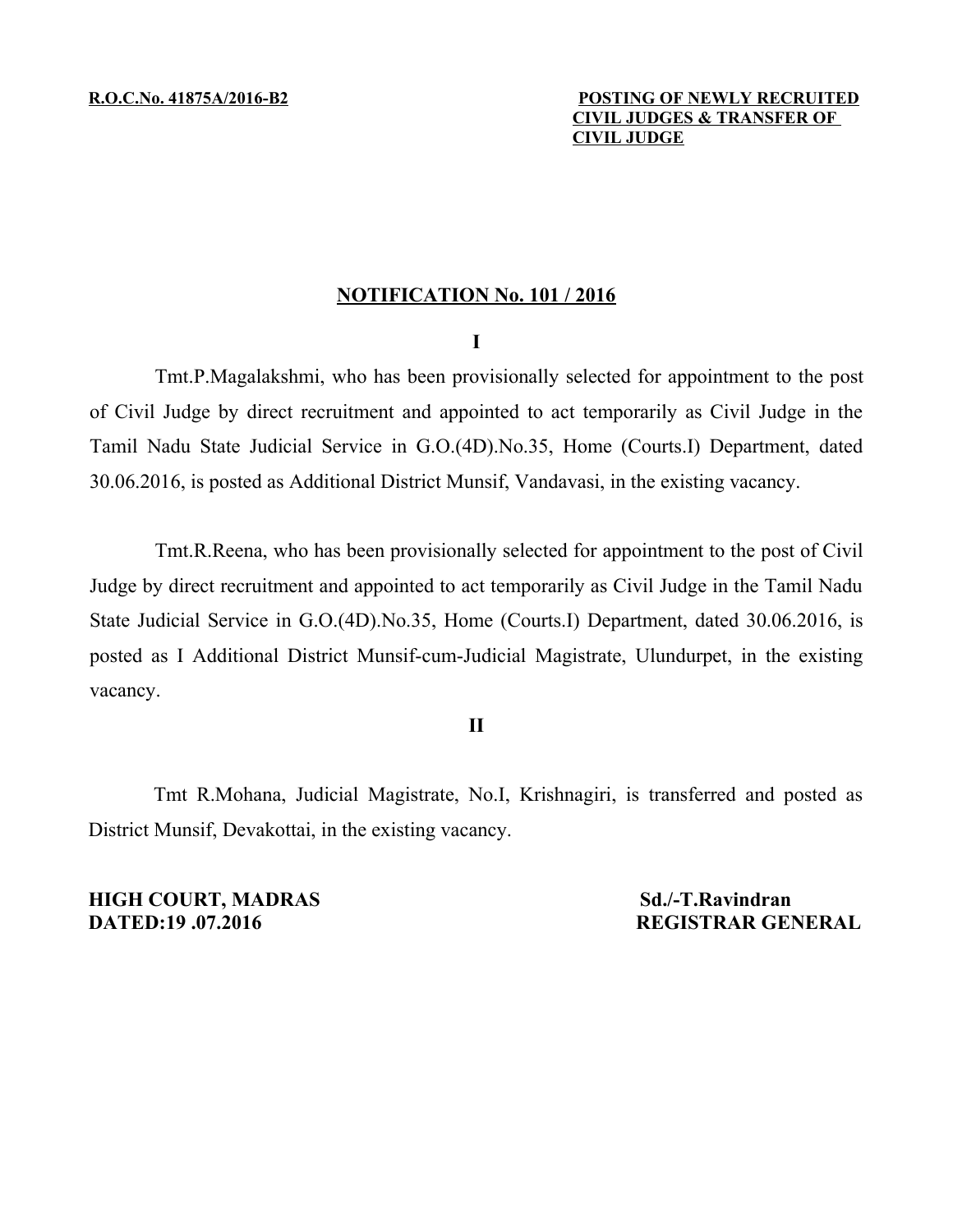**R.O.C.No. 41875A/2016-B2**

**POSTING OF NEWLY RECRUITED CIVIL JUDGES & TRANSFER OF CIVIL JUDGE**

## NOTIFICATION No. 101 / 2016

**I**

Tmt.P.Magalakshmi, who has been provisionally selected for appointment to the post of Civil Judge by direct recruitment and appointed to act temporarily as Civil Judge in the Tamil Nadu State Judicial Service in G.O.(4D).No.35, Home (Courts.I) Department, dated 30.06.2016, is posted as Additional District Munsif, Vandavasi, in the existing vacancy.

Tmt.R.Reena, who has been provisionally selected for appointment to the post of Civil Judge by direct recruitment and appointed to act temporarily as Civil Judge in the Tamil Nadu State Judicial Service in G.O.(4D).No.35, Home (Courts.I) Department, dated 30.06.2016, is posted as I Additional District Munsif-cum-Judicial Magistrate, Ulundurpet, in the existing vacancy.

**II**

Tmt R.Mohana, Judicial Magistrate, No.I, Krishnagiri, is transferred and posted as District Munsif, Devakottai, in the existing vacancy.

**HIGH COURT, MADRAS**
**DATED:19 .07.2016**

**Sd./-T.Ravindran**
**REGISTRAR GENERAL**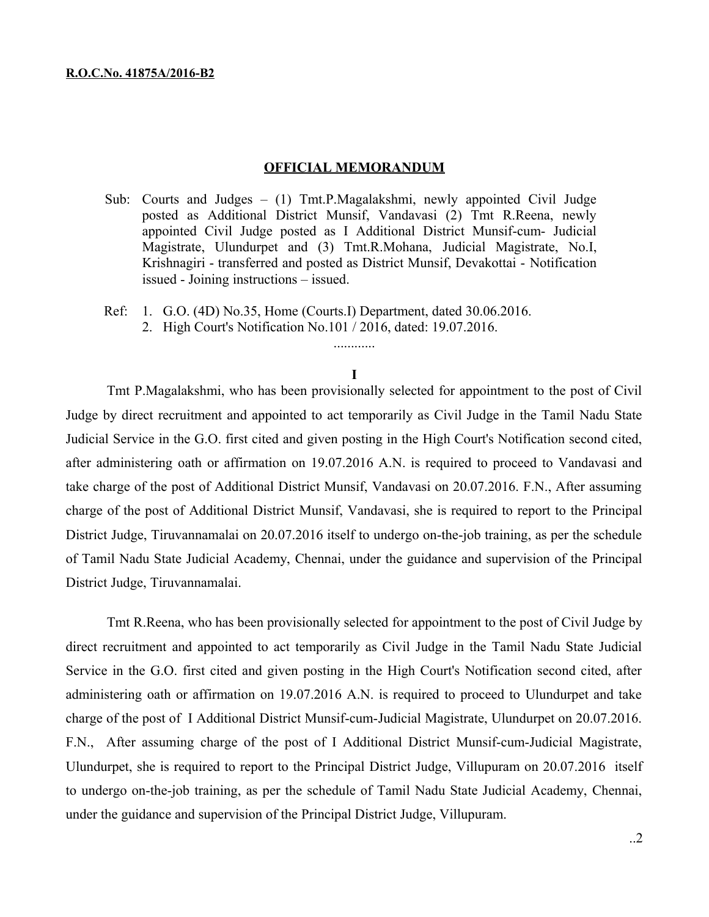**R.O.C.No. 41875A/2016-B2**

## OFFICIAL MEMORANDUM

Sub: Courts and Judges – (1) Tmt.P.Magalakshmi, newly appointed Civil Judge posted as Additional District Munsif, Vandavasi (2) Tmt R.Reena, newly appointed Civil Judge posted as I Additional District Munsif-cum- Judicial Magistrate, Ulundurpet and (3) Tmt.R.Mohana, Judicial Magistrate, No.I, Krishnagiri - transferred and posted as District Munsif, Devakottai - Notification issued - Joining instructions – issued.

Ref: 1. G.O. (4D) No.35, Home (Courts.I) Department, dated 30.06.2016.
2. High Court's Notification No.101 / 2016, dated: 19.07.2016.

............

**I**

Tmt P.Magalakshmi, who has been provisionally selected for appointment to the post of Civil Judge by direct recruitment and appointed to act temporarily as Civil Judge in the Tamil Nadu State Judicial Service in the G.O. first cited and given posting in the High Court's Notification second cited, after administering oath or affirmation on 19.07.2016 A.N. is required to proceed to Vandavasi and take charge of the post of Additional District Munsif, Vandavasi on 20.07.2016. F.N., After assuming charge of the post of Additional District Munsif, Vandavasi, she is required to report to the Principal District Judge, Tiruvannamalai on 20.07.2016 itself to undergo on-the-job training, as per the schedule of Tamil Nadu State Judicial Academy, Chennai, under the guidance and supervision of the Principal District Judge, Tiruvannamalai.

Tmt R.Reena, who has been provisionally selected for appointment to the post of Civil Judge by direct recruitment and appointed to act temporarily as Civil Judge in the Tamil Nadu State Judicial Service in the G.O. first cited and given posting in the High Court's Notification second cited, after administering oath or affirmation on 19.07.2016 A.N. is required to proceed to Ulundurpet and take charge of the post of I Additional District Munsif-cum-Judicial Magistrate, Ulundurpet on 20.07.2016. F.N., After assuming charge of the post of I Additional District Munsif-cum-Judicial Magistrate, Ulundurpet, she is required to report to the Principal District Judge, Villupuram on 20.07.2016 itself to undergo on-the-job training, as per the schedule of Tamil Nadu State Judicial Academy, Chennai, under the guidance and supervision of the Principal District Judge, Villupuram.

..2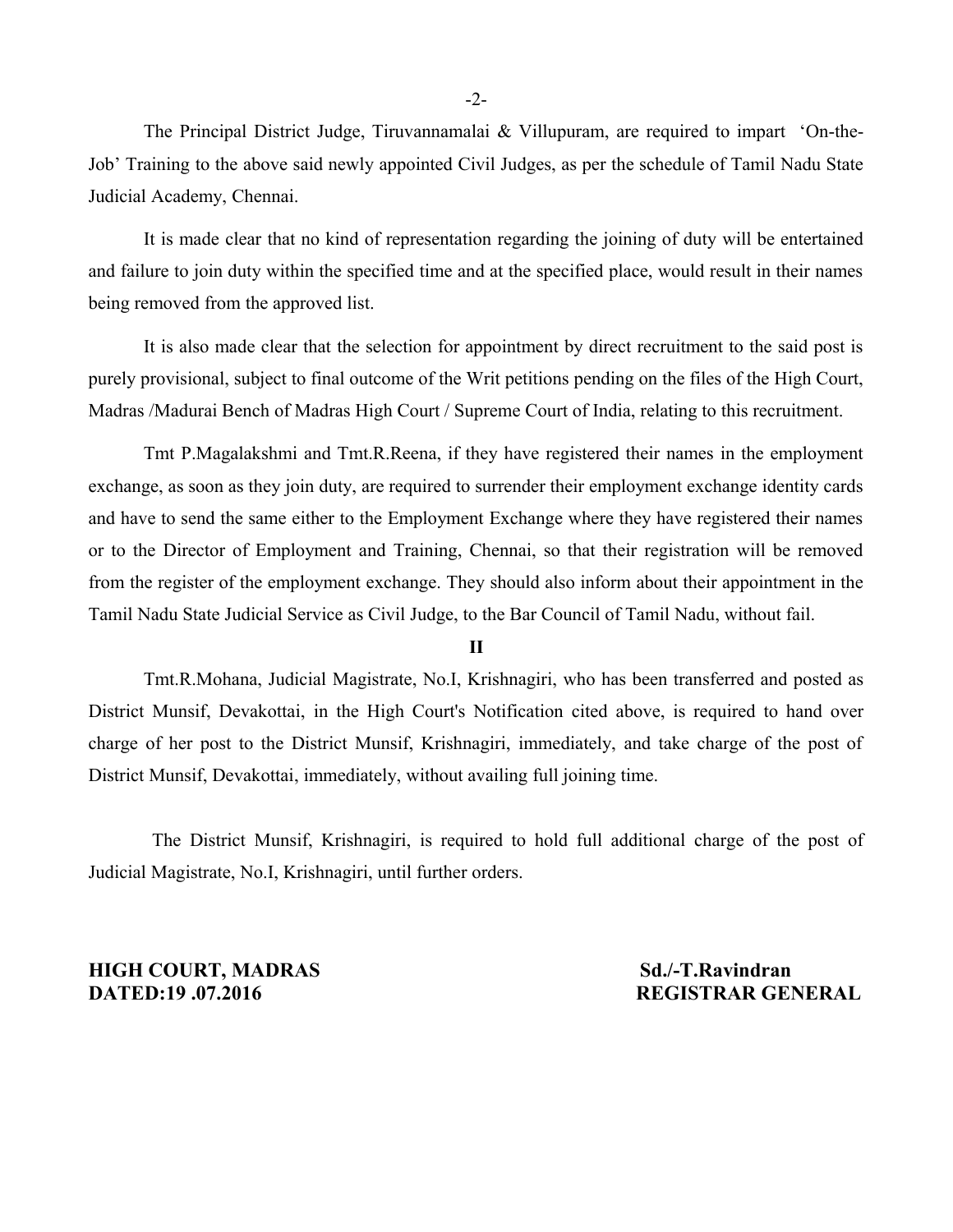The Principal District Judge, Tiruvannamalai & Villupuram, are required to impart 'On-the-Job' Training to the above said newly appointed Civil Judges, as per the schedule of Tamil Nadu State Judicial Academy, Chennai.

It is made clear that no kind of representation regarding the joining of duty will be entertained and failure to join duty within the specified time and at the specified place, would result in their names being removed from the approved list.

It is also made clear that the selection for appointment by direct recruitment to the said post is purely provisional, subject to final outcome of the Writ petitions pending on the files of the High Court, Madras /Madurai Bench of Madras High Court / Supreme Court of India, relating to this recruitment.

Tmt P.Magalakshmi and Tmt.R.Reena, if they have registered their names in the employment exchange, as soon as they join duty, are required to surrender their employment exchange identity cards and have to send the same either to the Employment Exchange where they have registered their names or to the Director of Employment and Training, Chennai, so that their registration will be removed from the register of the employment exchange. They should also inform about their appointment in the Tamil Nadu State Judicial Service as Civil Judge, to the Bar Council of Tamil Nadu, without fail.

**II**

Tmt.R.Mohana, Judicial Magistrate, No.I, Krishnagiri, who has been transferred and posted as District Munsif, Devakottai, in the High Court's Notification cited above, is required to hand over charge of her post to the District Munsif, Krishnagiri, immediately, and take charge of the post of District Munsif, Devakottai, immediately, without availing full joining time.

The District Munsif, Krishnagiri, is required to hold full additional charge of the post of Judicial Magistrate, No.I, Krishnagiri, until further orders.

**HIGH COURT, MADRAS**
**DATED:19 .07.2016**

**Sd./-T.Ravindran**
**REGISTRAR GENERAL**